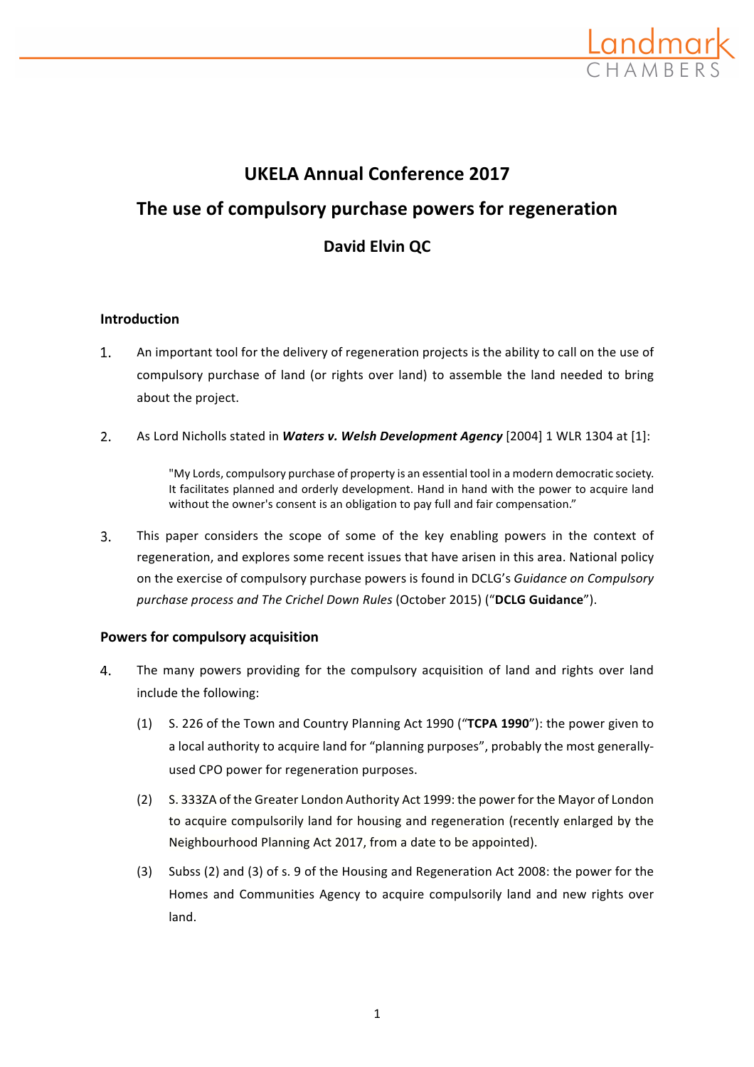# UKELA Annual Conference 2017

## The use of compulsory purchase powers for regeneration

### David Elvin QC

### Introduction

1. An important tool for the delivery of regeneration projects is the ability to call on the use of compulsory purchase of land (or rights over land) to assemble the land needed to bring about the project.

2. As Lord Nicholls stated in ***Waters v. Welsh Development Agency*** [2004] 1 WLR 1304 at [1]:

> "My Lords, compulsory purchase of property is an essential tool in a modern democratic society. It facilitates planned and orderly development. Hand in hand with the power to acquire land without the owner's consent is an obligation to pay full and fair compensation."

3. This paper considers the scope of some of the key enabling powers in the context of regeneration, and explores some recent issues that have arisen in this area. National policy on the exercise of compulsory purchase powers is found in DCLG's *Guidance on Compulsory purchase process and The Crichel Down Rules* (October 2015) ("**DCLG Guidance**").

### Powers for compulsory acquisition

4. The many powers providing for the compulsory acquisition of land and rights over land include the following:

   (1) S. 226 of the Town and Country Planning Act 1990 ("**TCPA 1990**"): the power given to a local authority to acquire land for "planning purposes", probably the most generally-used CPO power for regeneration purposes.

   (2) S. 333ZA of the Greater London Authority Act 1999: the power for the Mayor of London to acquire compulsorily land for housing and regeneration (recently enlarged by the Neighbourhood Planning Act 2017, from a date to be appointed).

   (3) Subss (2) and (3) of s. 9 of the Housing and Regeneration Act 2008: the power for the Homes and Communities Agency to acquire compulsorily land and new rights over land.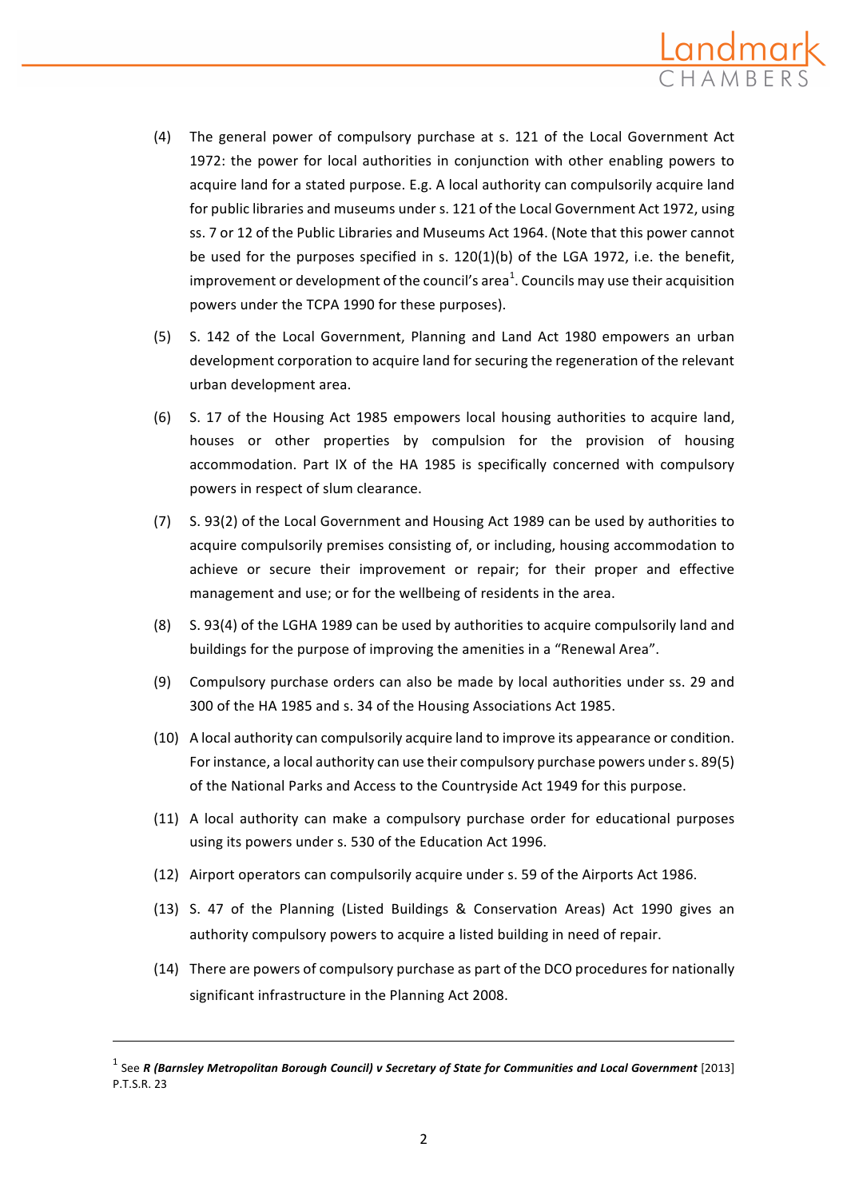(4) The general power of compulsory purchase at s. 121 of the Local Government Act 1972: the power for local authorities in conjunction with other enabling powers to acquire land for a stated purpose. E.g. A local authority can compulsorily acquire land for public libraries and museums under s. 121 of the Local Government Act 1972, using ss. 7 or 12 of the Public Libraries and Museums Act 1964. (Note that this power cannot be used for the purposes specified in s. 120(1)(b) of the LGA 1972, i.e. the benefit, improvement or development of the council's area[1]. Councils may use their acquisition powers under the TCPA 1990 for these purposes).

(5) S. 142 of the Local Government, Planning and Land Act 1980 empowers an urban development corporation to acquire land for securing the regeneration of the relevant urban development area.

(6) S. 17 of the Housing Act 1985 empowers local housing authorities to acquire land, houses or other properties by compulsion for the provision of housing accommodation. Part IX of the HA 1985 is specifically concerned with compulsory powers in respect of slum clearance.

(7) S. 93(2) of the Local Government and Housing Act 1989 can be used by authorities to acquire compulsorily premises consisting of, or including, housing accommodation to achieve or secure their improvement or repair; for their proper and effective management and use; or for the wellbeing of residents in the area.

(8) S. 93(4) of the LGHA 1989 can be used by authorities to acquire compulsorily land and buildings for the purpose of improving the amenities in a "Renewal Area".

(9) Compulsory purchase orders can also be made by local authorities under ss. 29 and 300 of the HA 1985 and s. 34 of the Housing Associations Act 1985.

(10) A local authority can compulsorily acquire land to improve its appearance or condition. For instance, a local authority can use their compulsory purchase powers under s. 89(5) of the National Parks and Access to the Countryside Act 1949 for this purpose.

(11) A local authority can make a compulsory purchase order for educational purposes using its powers under s. 530 of the Education Act 1996.

(12) Airport operators can compulsorily acquire under s. 59 of the Airports Act 1986.

(13) S. 47 of the Planning (Listed Buildings & Conservation Areas) Act 1990 gives an authority compulsory powers to acquire a listed building in need of repair.

(14) There are powers of compulsory purchase as part of the DCO procedures for nationally significant infrastructure in the Planning Act 2008.

---

[1] See ***R (Barnsley Metropolitan Borough Council) v Secretary of State for Communities and Local Government*** [2013] P.T.S.R. 23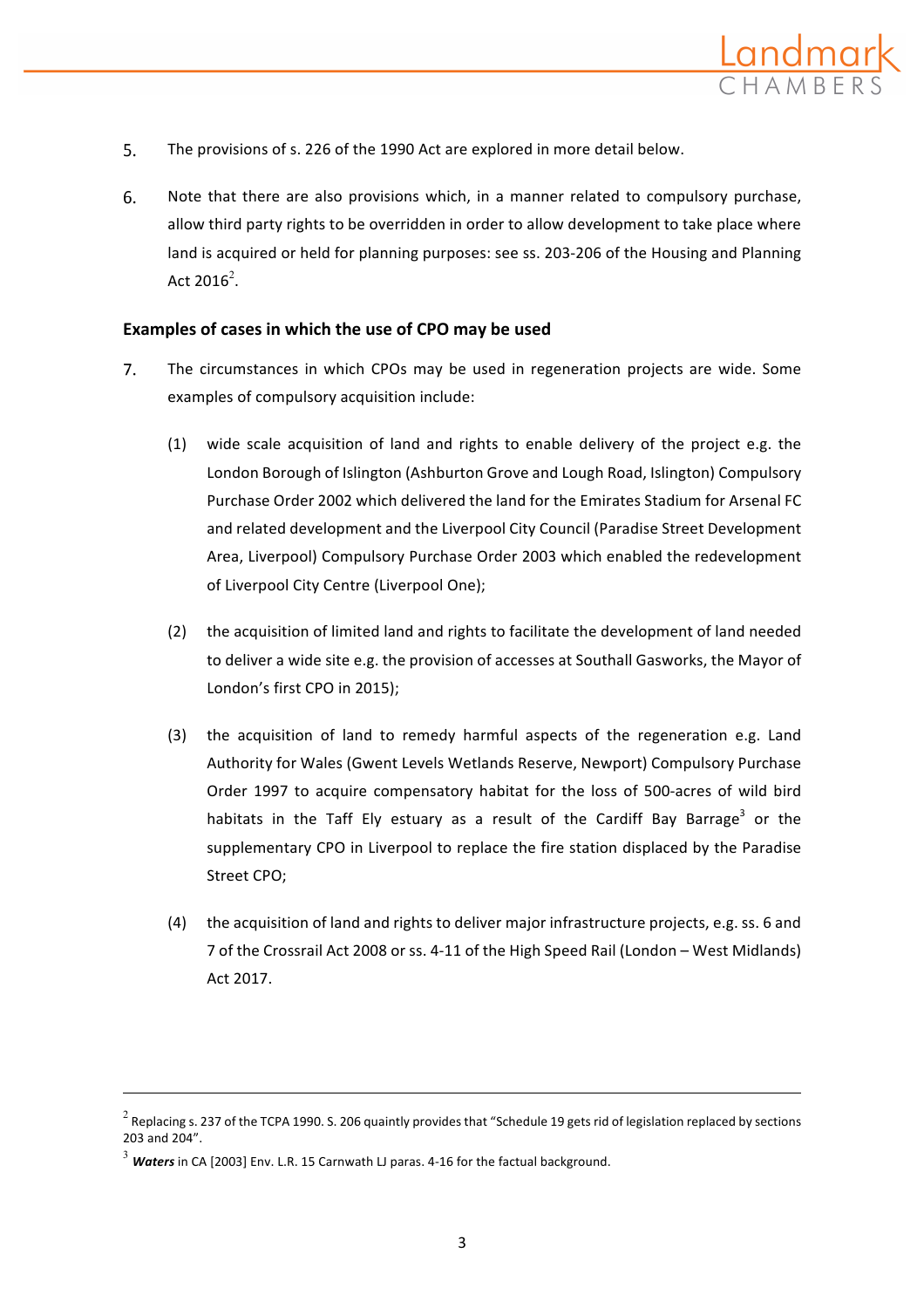5. The provisions of s. 226 of the 1990 Act are explored in more detail below.

6. Note that there are also provisions which, in a manner related to compulsory purchase, allow third party rights to be overridden in order to allow development to take place where land is acquired or held for planning purposes: see ss. 203-206 of the Housing and Planning Act 2016[2].

## Examples of cases in which the use of CPO may be used

7. The circumstances in which CPOs may be used in regeneration projects are wide. Some examples of compulsory acquisition include:

   (1) wide scale acquisition of land and rights to enable delivery of the project e.g. the London Borough of Islington (Ashburton Grove and Lough Road, Islington) Compulsory Purchase Order 2002 which delivered the land for the Emirates Stadium for Arsenal FC and related development and the Liverpool City Council (Paradise Street Development Area, Liverpool) Compulsory Purchase Order 2003 which enabled the redevelopment of Liverpool City Centre (Liverpool One);

   (2) the acquisition of limited land and rights to facilitate the development of land needed to deliver a wide site e.g. the provision of accesses at Southall Gasworks, the Mayor of London's first CPO in 2015);

   (3) the acquisition of land to remedy harmful aspects of the regeneration e.g. Land Authority for Wales (Gwent Levels Wetlands Reserve, Newport) Compulsory Purchase Order 1997 to acquire compensatory habitat for the loss of 500-acres of wild bird habitats in the Taff Ely estuary as a result of the Cardiff Bay Barrage[3] or the supplementary CPO in Liverpool to replace the fire station displaced by the Paradise Street CPO;

   (4) the acquisition of land and rights to deliver major infrastructure projects, e.g. ss. 6 and 7 of the Crossrail Act 2008 or ss. 4-11 of the High Speed Rail (London – West Midlands) Act 2017.

---

[2] Replacing s. 237 of the TCPA 1990. S. 206 quaintly provides that "Schedule 19 gets rid of legislation replaced by sections 203 and 204".

[3] ***Waters*** in CA [2003] Env. L.R. 15 Carnwath LJ paras. 4-16 for the factual background.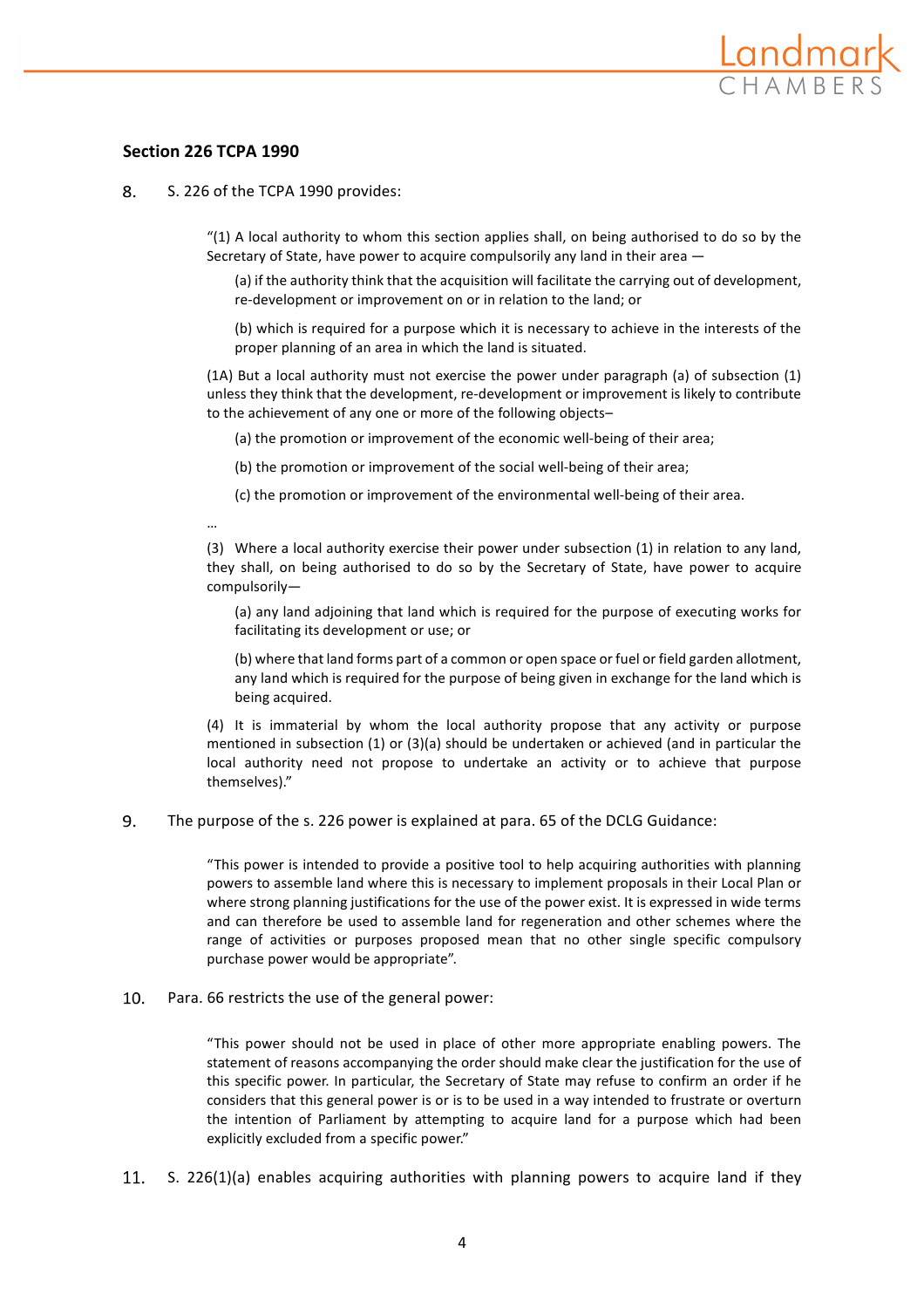## Section 226 TCPA 1990

8. S. 226 of the TCPA 1990 provides:

> "(1) A local authority to whom this section applies shall, on being authorised to do so by the Secretary of State, have power to acquire compulsorily any land in their area —
>
> (a) if the authority think that the acquisition will facilitate the carrying out of development, re-development or improvement on or in relation to the land; or
>
> (b) which is required for a purpose which it is necessary to achieve in the interests of the proper planning of an area in which the land is situated.
>
> (1A) But a local authority must not exercise the power under paragraph (a) of subsection (1) unless they think that the development, re-development or improvement is likely to contribute to the achievement of any one or more of the following objects–
>
> (a) the promotion or improvement of the economic well-being of their area;
>
> (b) the promotion or improvement of the social well-being of their area;
>
> (c) the promotion or improvement of the environmental well-being of their area.
>
> …
>
> (3) Where a local authority exercise their power under subsection (1) in relation to any land, they shall, on being authorised to do so by the Secretary of State, have power to acquire compulsorily—
>
> (a) any land adjoining that land which is required for the purpose of executing works for facilitating its development or use; or
>
> (b) where that land forms part of a common or open space or fuel or field garden allotment, any land which is required for the purpose of being given in exchange for the land which is being acquired.
>
> (4) It is immaterial by whom the local authority propose that any activity or purpose mentioned in subsection (1) or (3)(a) should be undertaken or achieved (and in particular the local authority need not propose to undertake an activity or to achieve that purpose themselves)."

9. The purpose of the s. 226 power is explained at para. 65 of the DCLG Guidance:

> "This power is intended to provide a positive tool to help acquiring authorities with planning powers to assemble land where this is necessary to implement proposals in their Local Plan or where strong planning justifications for the use of the power exist. It is expressed in wide terms and can therefore be used to assemble land for regeneration and other schemes where the range of activities or purposes proposed mean that no other single specific compulsory purchase power would be appropriate".

10. Para. 66 restricts the use of the general power:

> "This power should not be used in place of other more appropriate enabling powers. The statement of reasons accompanying the order should make clear the justification for the use of this specific power. In particular, the Secretary of State may refuse to confirm an order if he considers that this general power is or is to be used in a way intended to frustrate or overturn the intention of Parliament by attempting to acquire land for a purpose which had been explicitly excluded from a specific power."

11. S. 226(1)(a) enables acquiring authorities with planning powers to acquire land if they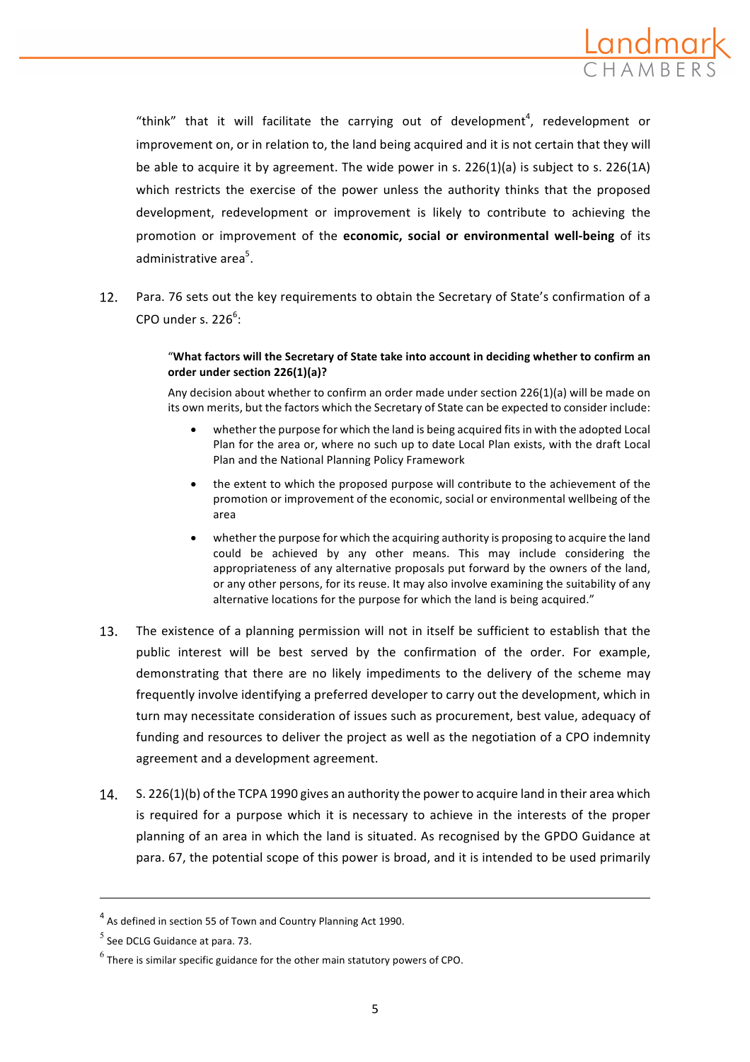"think" that it will facilitate the carrying out of development[4], redevelopment or improvement on, or in relation to, the land being acquired and it is not certain that they will be able to acquire it by agreement. The wide power in s. 226(1)(a) is subject to s. 226(1A) which restricts the exercise of the power unless the authority thinks that the proposed development, redevelopment or improvement is likely to contribute to achieving the promotion or improvement of the **economic, social or environmental well-being** of its administrative area[5].

12. Para. 76 sets out the key requirements to obtain the Secretary of State's confirmation of a CPO under s. 226[6]:

> "**What factors will the Secretary of State take into account in deciding whether to confirm an order under section 226(1)(a)?**
>
> Any decision about whether to confirm an order made under section 226(1)(a) will be made on its own merits, but the factors which the Secretary of State can be expected to consider include:
>
> - whether the purpose for which the land is being acquired fits in with the adopted Local Plan for the area or, where no such up to date Local Plan exists, with the draft Local Plan and the National Planning Policy Framework
> - the extent to which the proposed purpose will contribute to the achievement of the promotion or improvement of the economic, social or environmental wellbeing of the area
> - whether the purpose for which the acquiring authority is proposing to acquire the land could be achieved by any other means. This may include considering the appropriateness of any alternative proposals put forward by the owners of the land, or any other persons, for its reuse. It may also involve examining the suitability of any alternative locations for the purpose for which the land is being acquired."

13. The existence of a planning permission will not in itself be sufficient to establish that the public interest will be best served by the confirmation of the order. For example, demonstrating that there are no likely impediments to the delivery of the scheme may frequently involve identifying a preferred developer to carry out the development, which in turn may necessitate consideration of issues such as procurement, best value, adequacy of funding and resources to deliver the project as well as the negotiation of a CPO indemnity agreement and a development agreement.

14. S. 226(1)(b) of the TCPA 1990 gives an authority the power to acquire land in their area which is required for a purpose which it is necessary to achieve in the interests of the proper planning of an area in which the land is situated. As recognised by the GPDO Guidance at para. 67, the potential scope of this power is broad, and it is intended to be used primarily

---

[4] As defined in section 55 of Town and Country Planning Act 1990.

[5] See DCLG Guidance at para. 73.

[6] There is similar specific guidance for the other main statutory powers of CPO.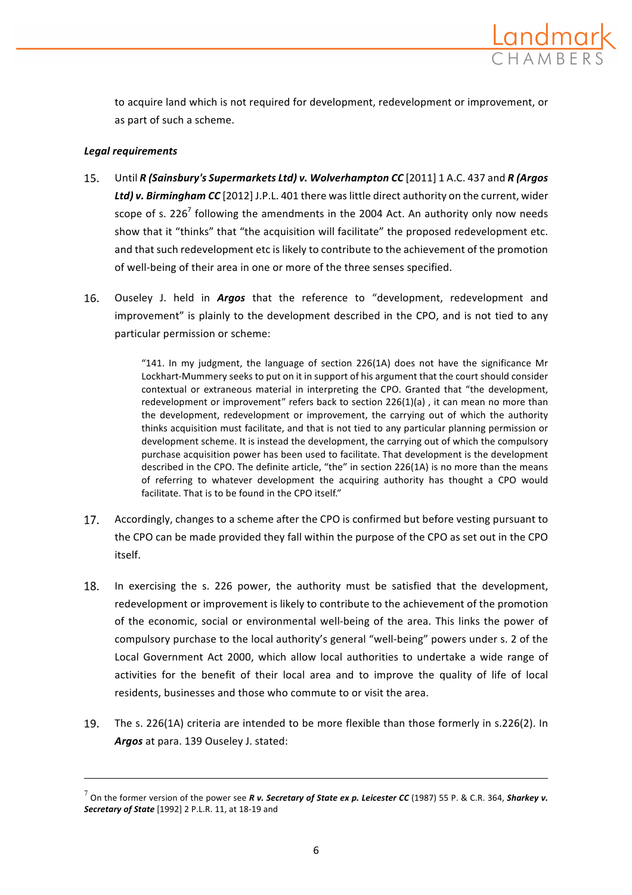to acquire land which is not required for development, redevelopment or improvement, or as part of such a scheme.

### *Legal requirements*

15. Until ***R (Sainsbury's Supermarkets Ltd) v. Wolverhampton CC*** [2011] 1 A.C. 437 and ***R (Argos Ltd) v. Birmingham CC*** [2012] J.P.L. 401 there was little direct authority on the current, wider scope of s. 226[7] following the amendments in the 2004 Act. An authority only now needs show that it "thinks" that "the acquisition will facilitate" the proposed redevelopment etc. and that such redevelopment etc is likely to contribute to the achievement of the promotion of well-being of their area in one or more of the three senses specified.

16. Ouseley J. held in ***Argos*** that the reference to "development, redevelopment and improvement" is plainly to the development described in the CPO, and is not tied to any particular permission or scheme:

> "141. In my judgment, the language of section 226(1A) does not have the significance Mr Lockhart-Mummery seeks to put on it in support of his argument that the court should consider contextual or extraneous material in interpreting the CPO. Granted that "the development, redevelopment or improvement" refers back to section 226(1)(a) , it can mean no more than the development, redevelopment or improvement, the carrying out of which the authority thinks acquisition must facilitate, and that is not tied to any particular planning permission or development scheme. It is instead the development, the carrying out of which the compulsory purchase acquisition power has been used to facilitate. That development is the development described in the CPO. The definite article, "the" in section 226(1A) is no more than the means of referring to whatever development the acquiring authority has thought a CPO would facilitate. That is to be found in the CPO itself."

17. Accordingly, changes to a scheme after the CPO is confirmed but before vesting pursuant to the CPO can be made provided they fall within the purpose of the CPO as set out in the CPO itself.

18. In exercising the s. 226 power, the authority must be satisfied that the development, redevelopment or improvement is likely to contribute to the achievement of the promotion of the economic, social or environmental well-being of the area. This links the power of compulsory purchase to the local authority's general "well-being" powers under s. 2 of the Local Government Act 2000, which allow local authorities to undertake a wide range of activities for the benefit of their local area and to improve the quality of life of local residents, businesses and those who commute to or visit the area.

19. The s. 226(1A) criteria are intended to be more flexible than those formerly in s.226(2). In ***Argos*** at para. 139 Ouseley J. stated:

---

[7] On the former version of the power see ***R v. Secretary of State ex p. Leicester CC*** (1987) 55 P. & C.R. 364, ***Sharkey v. Secretary of State*** [1992] 2 P.L.R. 11, at 18-19 and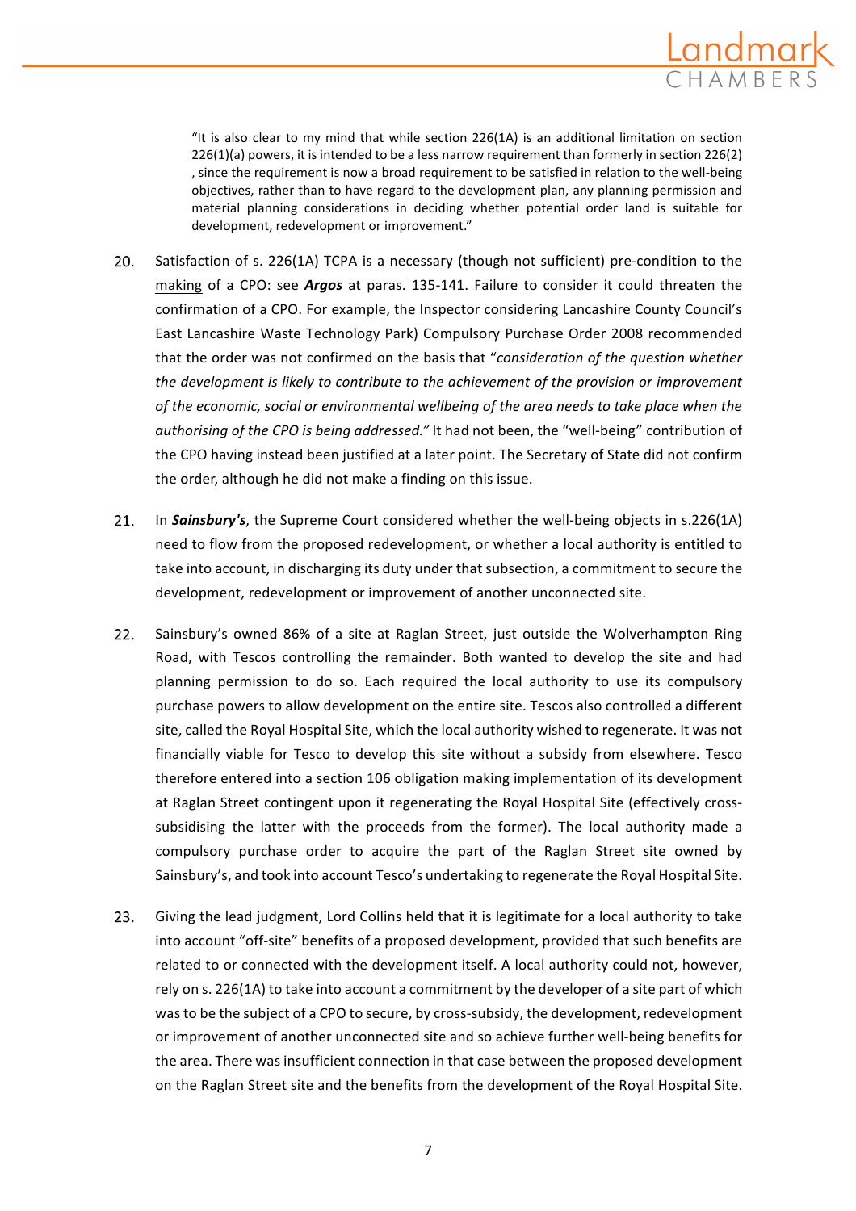> "It is also clear to my mind that while section 226(1A) is an additional limitation on section 226(1)(a) powers, it is intended to be a less narrow requirement than formerly in section 226(2) , since the requirement is now a broad requirement to be satisfied in relation to the well-being objectives, rather than to have regard to the development plan, any planning permission and material planning considerations in deciding whether potential order land is suitable for development, redevelopment or improvement."

20. Satisfaction of s. 226(1A) TCPA is a necessary (though not sufficient) pre-condition to the making of a CPO: see ***Argos*** at paras. 135-141. Failure to consider it could threaten the confirmation of a CPO. For example, the Inspector considering Lancashire County Council's East Lancashire Waste Technology Park) Compulsory Purchase Order 2008 recommended that the order was not confirmed on the basis that "*consideration of the question whether the development is likely to contribute to the achievement of the provision or improvement of the economic, social or environmental wellbeing of the area needs to take place when the authorising of the CPO is being addressed."* It had not been, the "well-being" contribution of the CPO having instead been justified at a later point. The Secretary of State did not confirm the order, although he did not make a finding on this issue.

21. In ***Sainsbury's***, the Supreme Court considered whether the well-being objects in s.226(1A) need to flow from the proposed redevelopment, or whether a local authority is entitled to take into account, in discharging its duty under that subsection, a commitment to secure the development, redevelopment or improvement of another unconnected site.

22. Sainsbury's owned 86% of a site at Raglan Street, just outside the Wolverhampton Ring Road, with Tescos controlling the remainder. Both wanted to develop the site and had planning permission to do so. Each required the local authority to use its compulsory purchase powers to allow development on the entire site. Tescos also controlled a different site, called the Royal Hospital Site, which the local authority wished to regenerate. It was not financially viable for Tesco to develop this site without a subsidy from elsewhere. Tesco therefore entered into a section 106 obligation making implementation of its development at Raglan Street contingent upon it regenerating the Royal Hospital Site (effectively cross-subsidising the latter with the proceeds from the former). The local authority made a compulsory purchase order to acquire the part of the Raglan Street site owned by Sainsbury's, and took into account Tesco's undertaking to regenerate the Royal Hospital Site.

23. Giving the lead judgment, Lord Collins held that it is legitimate for a local authority to take into account "off-site" benefits of a proposed development, provided that such benefits are related to or connected with the development itself. A local authority could not, however, rely on s. 226(1A) to take into account a commitment by the developer of a site part of which was to be the subject of a CPO to secure, by cross-subsidy, the development, redevelopment or improvement of another unconnected site and so achieve further well-being benefits for the area. There was insufficient connection in that case between the proposed development on the Raglan Street site and the benefits from the development of the Royal Hospital Site.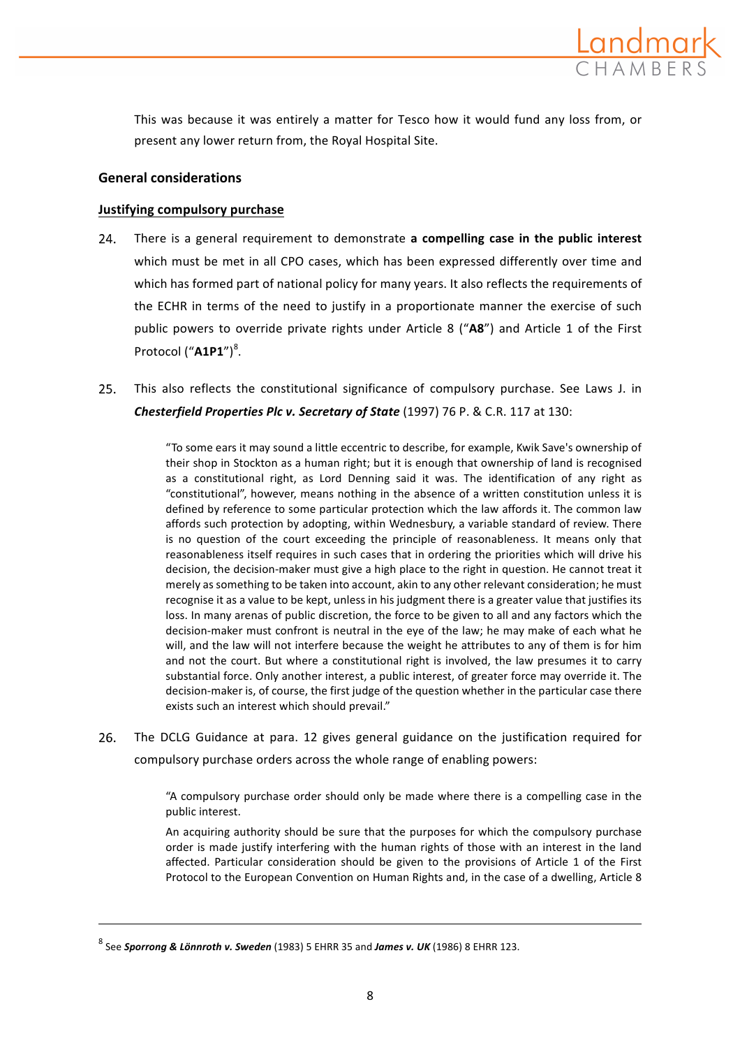This was because it was entirely a matter for Tesco how it would fund any loss from, or present any lower return from, the Royal Hospital Site.

## General considerations

### Justifying compulsory purchase

24. There is a general requirement to demonstrate **a compelling case in the public interest** which must be met in all CPO cases, which has been expressed differently over time and which has formed part of national policy for many years. It also reflects the requirements of the ECHR in terms of the need to justify in a proportionate manner the exercise of such public powers to override private rights under Article 8 ("**A8**") and Article 1 of the First Protocol ("**A1P1**")[8].

25. This also reflects the constitutional significance of compulsory purchase. See Laws J. in ***Chesterfield Properties Plc v. Secretary of State*** (1997) 76 P. & C.R. 117 at 130:

> "To some ears it may sound a little eccentric to describe, for example, Kwik Save's ownership of their shop in Stockton as a human right; but it is enough that ownership of land is recognised as a constitutional right, as Lord Denning said it was. The identification of any right as "constitutional", however, means nothing in the absence of a written constitution unless it is defined by reference to some particular protection which the law affords it. The common law affords such protection by adopting, within Wednesbury, a variable standard of review. There is no question of the court exceeding the principle of reasonableness. It means only that reasonableness itself requires in such cases that in ordering the priorities which will drive his decision, the decision-maker must give a high place to the right in question. He cannot treat it merely as something to be taken into account, akin to any other relevant consideration; he must recognise it as a value to be kept, unless in his judgment there is a greater value that justifies its loss. In many arenas of public discretion, the force to be given to all and any factors which the decision-maker must confront is neutral in the eye of the law; he may make of each what he will, and the law will not interfere because the weight he attributes to any of them is for him and not the court. But where a constitutional right is involved, the law presumes it to carry substantial force. Only another interest, a public interest, of greater force may override it. The decision-maker is, of course, the first judge of the question whether in the particular case there exists such an interest which should prevail."

26. The DCLG Guidance at para. 12 gives general guidance on the justification required for compulsory purchase orders across the whole range of enabling powers:

> "A compulsory purchase order should only be made where there is a compelling case in the public interest.
>
> An acquiring authority should be sure that the purposes for which the compulsory purchase order is made justify interfering with the human rights of those with an interest in the land affected. Particular consideration should be given to the provisions of Article 1 of the First Protocol to the European Convention on Human Rights and, in the case of a dwelling, Article 8

---

[8] See ***Sporrong & Lönnroth v. Sweden*** (1983) 5 EHRR 35 and ***James v. UK*** (1986) 8 EHRR 123.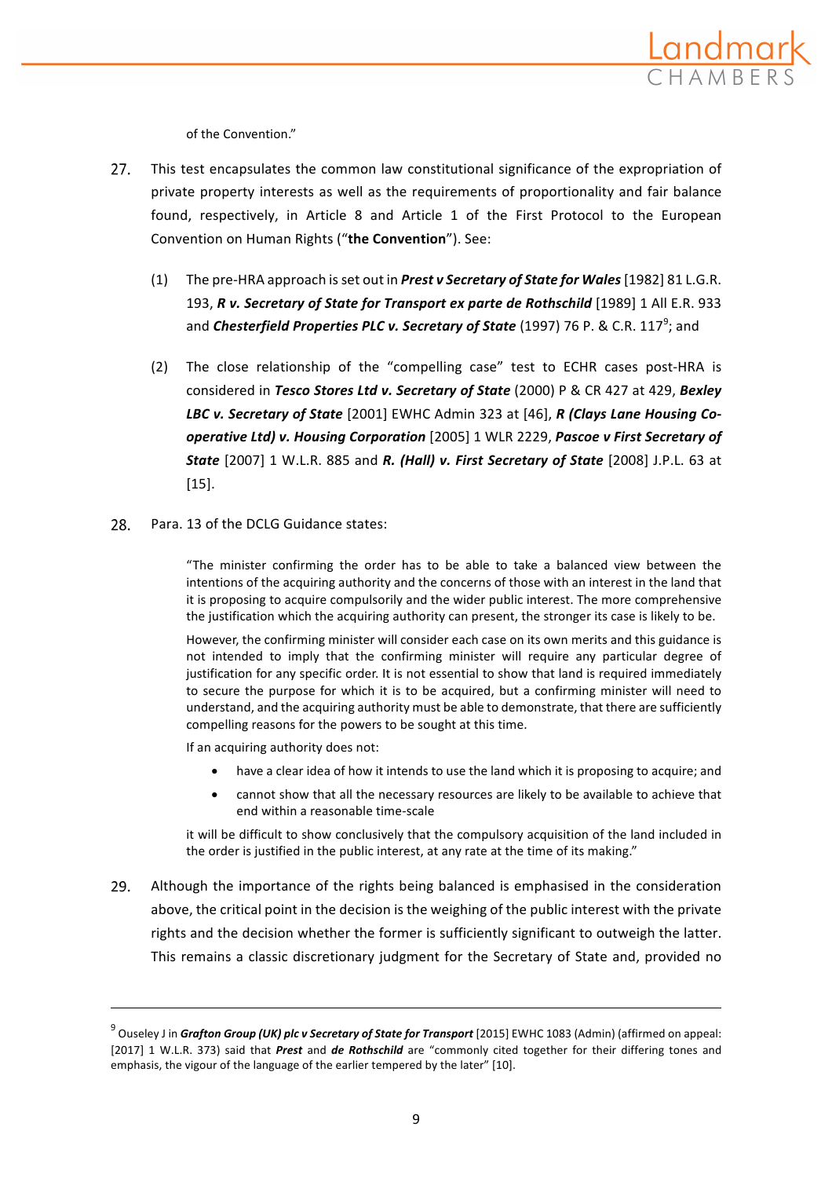of the Convention."

27. This test encapsulates the common law constitutional significance of the expropriation of private property interests as well as the requirements of proportionality and fair balance found, respectively, in Article 8 and Article 1 of the First Protocol to the European Convention on Human Rights ("**the Convention**"). See:

    (1) The pre-HRA approach is set out in ***Prest v Secretary of State for Wales*** [1982] 81 L.G.R. 193, ***R v. Secretary of State for Transport ex parte de Rothschild*** [1989] 1 All E.R. 933 and ***Chesterfield Properties PLC v. Secretary of State*** (1997) 76 P. & C.R. 117[9]; and

    (2) The close relationship of the "compelling case" test to ECHR cases post-HRA is considered in ***Tesco Stores Ltd v. Secretary of State*** (2000) P & CR 427 at 429, ***Bexley LBC v. Secretary of State*** [2001] EWHC Admin 323 at [46], ***R (Clays Lane Housing Co-operative Ltd) v. Housing Corporation*** [2005] 1 WLR 2229, ***Pascoe v First Secretary of State*** [2007] 1 W.L.R. 885 and ***R. (Hall) v. First Secretary of State*** [2008] J.P.L. 63 at [15].

28. Para. 13 of the DCLG Guidance states:

    > "The minister confirming the order has to be able to take a balanced view between the intentions of the acquiring authority and the concerns of those with an interest in the land that it is proposing to acquire compulsorily and the wider public interest. The more comprehensive the justification which the acquiring authority can present, the stronger its case is likely to be.
    >
    > However, the confirming minister will consider each case on its own merits and this guidance is not intended to imply that the confirming minister will require any particular degree of justification for any specific order. It is not essential to show that land is required immediately to secure the purpose for which it is to be acquired, but a confirming minister will need to understand, and the acquiring authority must be able to demonstrate, that there are sufficiently compelling reasons for the powers to be sought at this time.
    >
    > If an acquiring authority does not:
    >
    > - have a clear idea of how it intends to use the land which it is proposing to acquire; and
    > - cannot show that all the necessary resources are likely to be available to achieve that end within a reasonable time-scale
    >
    > it will be difficult to show conclusively that the compulsory acquisition of the land included in the order is justified in the public interest, at any rate at the time of its making."

29. Although the importance of the rights being balanced is emphasised in the consideration above, the critical point in the decision is the weighing of the public interest with the private rights and the decision whether the former is sufficiently significant to outweigh the latter. This remains a classic discretionary judgment for the Secretary of State and, provided no

---

[9] Ouseley J in ***Grafton Group (UK) plc v Secretary of State for Transport*** [2015] EWHC 1083 (Admin) (affirmed on appeal: [2017] 1 W.L.R. 373) said that ***Prest*** and ***de Rothschild*** are "commonly cited together for their differing tones and emphasis, the vigour of the language of the earlier tempered by the later" [10].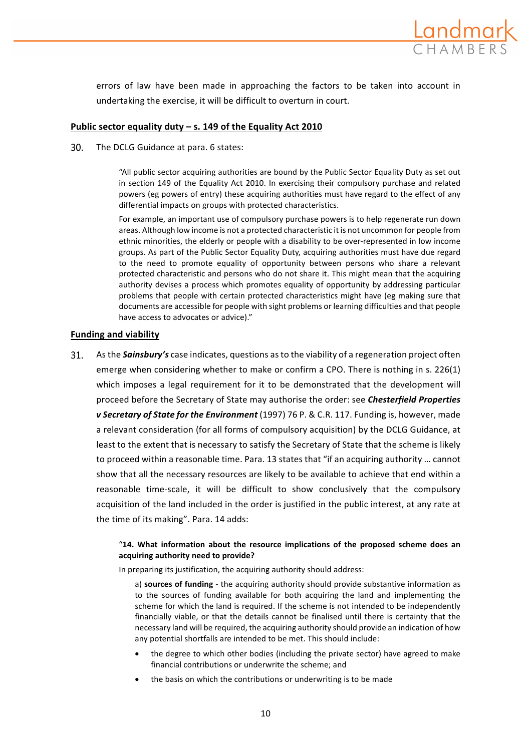errors of law have been made in approaching the factors to be taken into account in undertaking the exercise, it will be difficult to overturn in court.

**Public sector equality duty – s. 149 of the Equality Act 2010**

30. The DCLG Guidance at para. 6 states:

> "All public sector acquiring authorities are bound by the Public Sector Equality Duty as set out in section 149 of the Equality Act 2010. In exercising their compulsory purchase and related powers (eg powers of entry) these acquiring authorities must have regard to the effect of any differential impacts on groups with protected characteristics.
>
> For example, an important use of compulsory purchase powers is to help regenerate run down areas. Although low income is not a protected characteristic it is not uncommon for people from ethnic minorities, the elderly or people with a disability to be over-represented in low income groups. As part of the Public Sector Equality Duty, acquiring authorities must have due regard to the need to promote equality of opportunity between persons who share a relevant protected characteristic and persons who do not share it. This might mean that the acquiring authority devises a process which promotes equality of opportunity by addressing particular problems that people with certain protected characteristics might have (eg making sure that documents are accessible for people with sight problems or learning difficulties and that people have access to advocates or advice)."

**Funding and viability**

31. As the ***Sainsbury's*** case indicates, questions as to the viability of a regeneration project often emerge when considering whether to make or confirm a CPO. There is nothing in s. 226(1) which imposes a legal requirement for it to be demonstrated that the development will proceed before the Secretary of State may authorise the order: see ***Chesterfield Properties v Secretary of State for the Environment*** (1997) 76 P. & C.R. 117. Funding is, however, made a relevant consideration (for all forms of compulsory acquisition) by the DCLG Guidance, at least to the extent that is necessary to satisfy the Secretary of State that the scheme is likely to proceed within a reasonable time. Para. 13 states that "if an acquiring authority … cannot show that all the necessary resources are likely to be available to achieve that end within a reasonable time-scale, it will be difficult to show conclusively that the compulsory acquisition of the land included in the order is justified in the public interest, at any rate at the time of its making". Para. 14 adds:

> "**14. What information about the resource implications of the proposed scheme does an acquiring authority need to provide?**
>
> In preparing its justification, the acquiring authority should address:
>
> a) **sources of funding** - the acquiring authority should provide substantive information as to the sources of funding available for both acquiring the land and implementing the scheme for which the land is required. If the scheme is not intended to be independently financially viable, or that the details cannot be finalised until there is certainty that the necessary land will be required, the acquiring authority should provide an indication of how any potential shortfalls are intended to be met. This should include:
>
> - the degree to which other bodies (including the private sector) have agreed to make financial contributions or underwrite the scheme; and
> - the basis on which the contributions or underwriting is to be made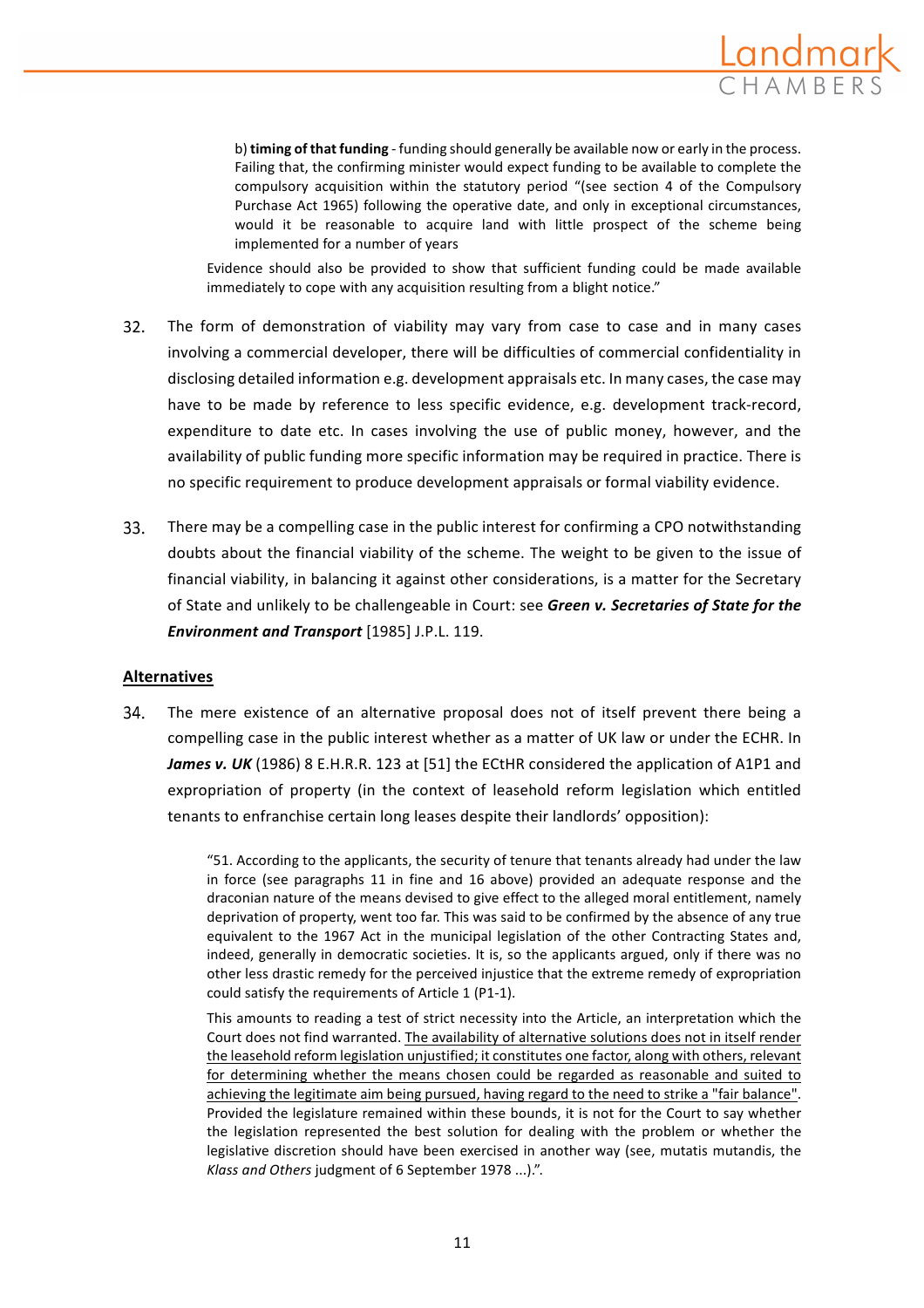> b) **timing of that funding** - funding should generally be available now or early in the process. Failing that, the confirming minister would expect funding to be available to complete the compulsory acquisition within the statutory period "(see section 4 of the Compulsory Purchase Act 1965) following the operative date, and only in exceptional circumstances, would it be reasonable to acquire land with little prospect of the scheme being implemented for a number of years
>
> Evidence should also be provided to show that sufficient funding could be made available immediately to cope with any acquisition resulting from a blight notice."

32. The form of demonstration of viability may vary from case to case and in many cases involving a commercial developer, there will be difficulties of commercial confidentiality in disclosing detailed information e.g. development appraisals etc. In many cases, the case may have to be made by reference to less specific evidence, e.g. development track-record, expenditure to date etc. In cases involving the use of public money, however, and the availability of public funding more specific information may be required in practice. There is no specific requirement to produce development appraisals or formal viability evidence.

33. There may be a compelling case in the public interest for confirming a CPO notwithstanding doubts about the financial viability of the scheme. The weight to be given to the issue of financial viability, in balancing it against other considerations, is a matter for the Secretary of State and unlikely to be challengeable in Court: see ***Green v. Secretaries of State for the Environment and Transport*** [1985] J.P.L. 119.

## Alternatives

34. The mere existence of an alternative proposal does not of itself prevent there being a compelling case in the public interest whether as a matter of UK law or under the ECHR. In ***James v. UK*** (1986) 8 E.H.R.R. 123 at [51] the ECtHR considered the application of A1P1 and expropriation of property (in the context of leasehold reform legislation which entitled tenants to enfranchise certain long leases despite their landlords' opposition):

> "51. According to the applicants, the security of tenure that tenants already had under the law in force (see paragraphs 11 in fine and 16 above) provided an adequate response and the draconian nature of the means devised to give effect to the alleged moral entitlement, namely deprivation of property, went too far. This was said to be confirmed by the absence of any true equivalent to the 1967 Act in the municipal legislation of the other Contracting States and, indeed, generally in democratic societies. It is, so the applicants argued, only if there was no other less drastic remedy for the perceived injustice that the extreme remedy of expropriation could satisfy the requirements of Article 1 (P1-1).
>
> This amounts to reading a test of strict necessity into the Article, an interpretation which the Court does not find warranted. <u>The availability of alternative solutions does not in itself render the leasehold reform legislation unjustified; it constitutes one factor, along with others, relevant for determining whether the means chosen could be regarded as reasonable and suited to achieving the legitimate aim being pursued, having regard to the need to strike a "fair balance"</u>. Provided the legislature remained within these bounds, it is not for the Court to say whether the legislation represented the best solution for dealing with the problem or whether the legislative discretion should have been exercised in another way (see, mutatis mutandis, the *Klass and Others* judgment of 6 September 1978 ...).".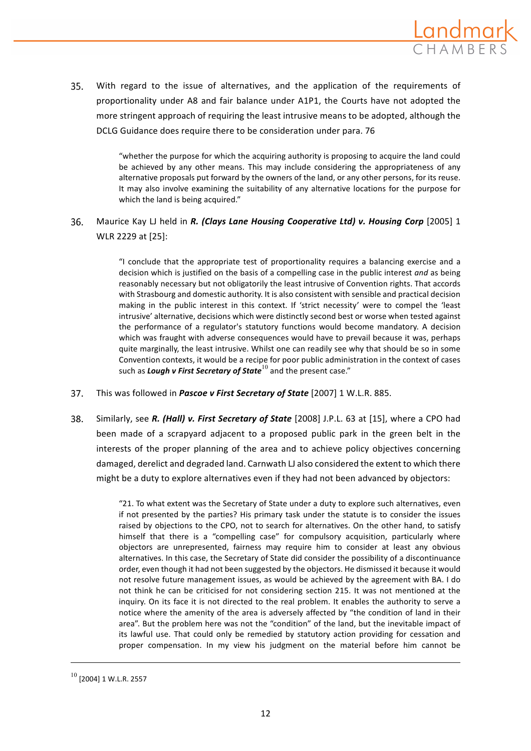35. With regard to the issue of alternatives, and the application of the requirements of proportionality under A8 and fair balance under A1P1, the Courts have not adopted the more stringent approach of requiring the least intrusive means to be adopted, although the DCLG Guidance does require there to be consideration under para. 76

> "whether the purpose for which the acquiring authority is proposing to acquire the land could be achieved by any other means. This may include considering the appropriateness of any alternative proposals put forward by the owners of the land, or any other persons, for its reuse. It may also involve examining the suitability of any alternative locations for the purpose for which the land is being acquired."

36. Maurice Kay LJ held in ***R. (Clays Lane Housing Cooperative Ltd) v. Housing Corp*** [2005] 1 WLR 2229 at [25]:

> "I conclude that the appropriate test of proportionality requires a balancing exercise and a decision which is justified on the basis of a compelling case in the public interest *and* as being reasonably necessary but not obligatorily the least intrusive of Convention rights. That accords with Strasbourg and domestic authority. It is also consistent with sensible and practical decision making in the public interest in this context. If 'strict necessity' were to compel the 'least intrusive' alternative, decisions which were distinctly second best or worse when tested against the performance of a regulator's statutory functions would become mandatory. A decision which was fraught with adverse consequences would have to prevail because it was, perhaps quite marginally, the least intrusive. Whilst one can readily see why that should be so in some Convention contexts, it would be a recipe for poor public administration in the context of cases such as ***Lough v First Secretary of State***[10] and the present case."

37. This was followed in ***Pascoe v First Secretary of State*** [2007] 1 W.L.R. 885.

38. Similarly, see ***R. (Hall) v. First Secretary of State*** [2008] J.P.L. 63 at [15], where a CPO had been made of a scrapyard adjacent to a proposed public park in the green belt in the interests of the proper planning of the area and to achieve policy objectives concerning damaged, derelict and degraded land. Carnwath LJ also considered the extent to which there might be a duty to explore alternatives even if they had not been advanced by objectors:

> "21. To what extent was the Secretary of State under a duty to explore such alternatives, even if not presented by the parties? His primary task under the statute is to consider the issues raised by objections to the CPO, not to search for alternatives. On the other hand, to satisfy himself that there is a "compelling case" for compulsory acquisition, particularly where objectors are unrepresented, fairness may require him to consider at least any obvious alternatives. In this case, the Secretary of State did consider the possibility of a discontinuance order, even though it had not been suggested by the objectors. He dismissed it because it would not resolve future management issues, as would be achieved by the agreement with BA. I do not think he can be criticised for not considering section 215. It was not mentioned at the inquiry. On its face it is not directed to the real problem. It enables the authority to serve a notice where the amenity of the area is adversely affected by "the condition of land in their area". But the problem here was not the "condition" of the land, but the inevitable impact of its lawful use. That could only be remedied by statutory action providing for cessation and proper compensation. In my view his judgment on the material before him cannot be

[10] [2004] 1 W.L.R. 2557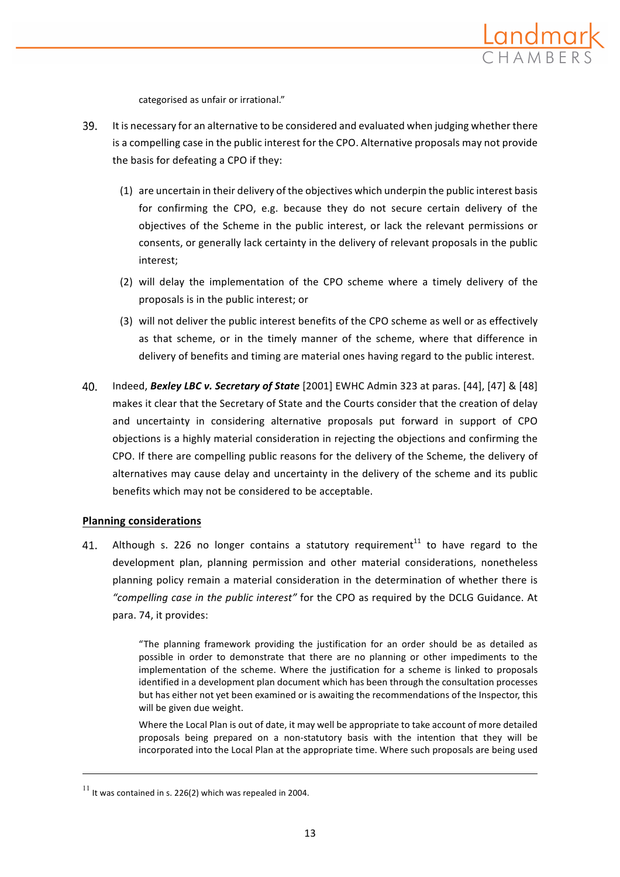categorised as unfair or irrational."

39. It is necessary for an alternative to be considered and evaluated when judging whether there is a compelling case in the public interest for the CPO. Alternative proposals may not provide the basis for defeating a CPO if they:

    (1) are uncertain in their delivery of the objectives which underpin the public interest basis for confirming the CPO, e.g. because they do not secure certain delivery of the objectives of the Scheme in the public interest, or lack the relevant permissions or consents, or generally lack certainty in the delivery of relevant proposals in the public interest;

    (2) will delay the implementation of the CPO scheme where a timely delivery of the proposals is in the public interest; or

    (3) will not deliver the public interest benefits of the CPO scheme as well or as effectively as that scheme, or in the timely manner of the scheme, where that difference in delivery of benefits and timing are material ones having regard to the public interest.

40. Indeed, ***Bexley LBC v. Secretary of State*** [2001] EWHC Admin 323 at paras. [44], [47] & [48] makes it clear that the Secretary of State and the Courts consider that the creation of delay and uncertainty in considering alternative proposals put forward in support of CPO objections is a highly material consideration in rejecting the objections and confirming the CPO. If there are compelling public reasons for the delivery of the Scheme, the delivery of alternatives may cause delay and uncertainty in the delivery of the scheme and its public benefits which may not be considered to be acceptable.

## Planning considerations

41. Although s. 226 no longer contains a statutory requirement[11] to have regard to the development plan, planning permission and other material considerations, nonetheless planning policy remain a material consideration in the determination of whether there is *"compelling case in the public interest"* for the CPO as required by the DCLG Guidance. At para. 74, it provides:

> "The planning framework providing the justification for an order should be as detailed as possible in order to demonstrate that there are no planning or other impediments to the implementation of the scheme. Where the justification for a scheme is linked to proposals identified in a development plan document which has been through the consultation processes but has either not yet been examined or is awaiting the recommendations of the Inspector, this will be given due weight.
>
> Where the Local Plan is out of date, it may well be appropriate to take account of more detailed proposals being prepared on a non-statutory basis with the intention that they will be incorporated into the Local Plan at the appropriate time. Where such proposals are being used

[11] It was contained in s. 226(2) which was repealed in 2004.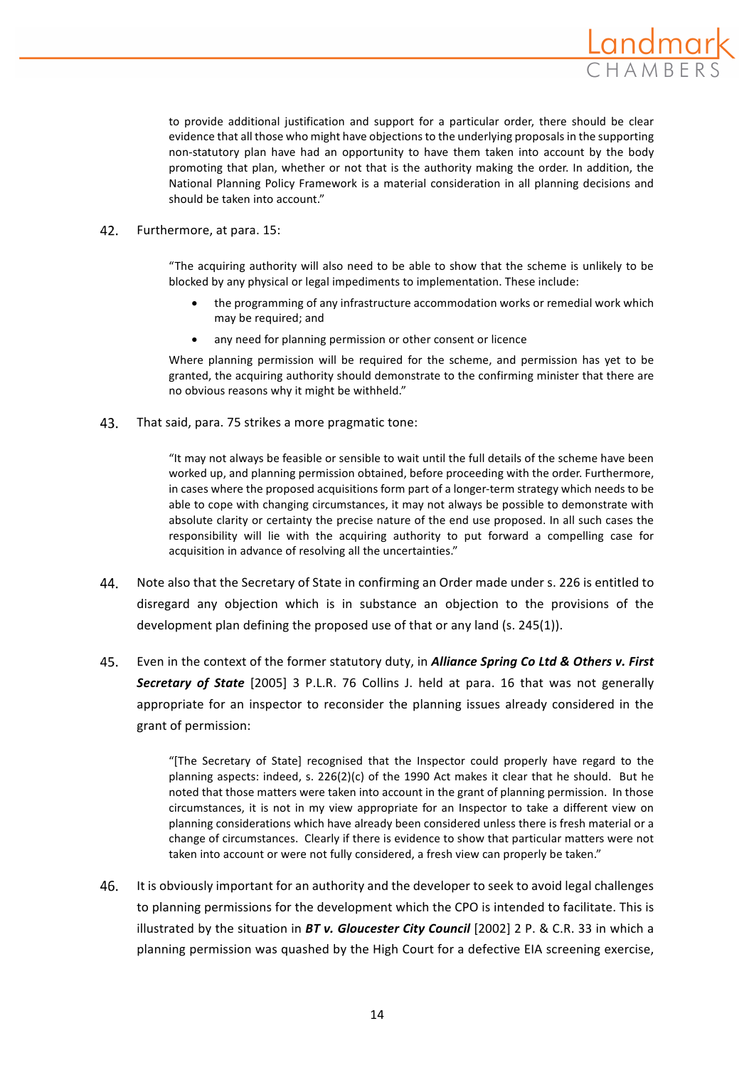> to provide additional justification and support for a particular order, there should be clear evidence that all those who might have objections to the underlying proposals in the supporting non-statutory plan have had an opportunity to have them taken into account by the body promoting that plan, whether or not that is the authority making the order. In addition, the National Planning Policy Framework is a material consideration in all planning decisions and should be taken into account."

42. Furthermore, at para. 15:

> "The acquiring authority will also need to be able to show that the scheme is unlikely to be blocked by any physical or legal impediments to implementation. These include:
>
> - the programming of any infrastructure accommodation works or remedial work which may be required; and
> - any need for planning permission or other consent or licence
>
> Where planning permission will be required for the scheme, and permission has yet to be granted, the acquiring authority should demonstrate to the confirming minister that there are no obvious reasons why it might be withheld."

43. That said, para. 75 strikes a more pragmatic tone:

> "It may not always be feasible or sensible to wait until the full details of the scheme have been worked up, and planning permission obtained, before proceeding with the order. Furthermore, in cases where the proposed acquisitions form part of a longer-term strategy which needs to be able to cope with changing circumstances, it may not always be possible to demonstrate with absolute clarity or certainty the precise nature of the end use proposed. In all such cases the responsibility will lie with the acquiring authority to put forward a compelling case for acquisition in advance of resolving all the uncertainties."

44. Note also that the Secretary of State in confirming an Order made under s. 226 is entitled to disregard any objection which is in substance an objection to the provisions of the development plan defining the proposed use of that or any land (s. 245(1)).

45. Even in the context of the former statutory duty, in ***Alliance Spring Co Ltd & Others v. First Secretary of State*** [2005] 3 P.L.R. 76 Collins J. held at para. 16 that was not generally appropriate for an inspector to reconsider the planning issues already considered in the grant of permission:

> "[The Secretary of State] recognised that the Inspector could properly have regard to the planning aspects: indeed, s. 226(2)(c) of the 1990 Act makes it clear that he should. But he noted that those matters were taken into account in the grant of planning permission. In those circumstances, it is not in my view appropriate for an Inspector to take a different view on planning considerations which have already been considered unless there is fresh material or a change of circumstances. Clearly if there is evidence to show that particular matters were not taken into account or were not fully considered, a fresh view can properly be taken."

46. It is obviously important for an authority and the developer to seek to avoid legal challenges to planning permissions for the development which the CPO is intended to facilitate. This is illustrated by the situation in ***BT v. Gloucester City Council*** [2002] 2 P. & C.R. 33 in which a planning permission was quashed by the High Court for a defective EIA screening exercise,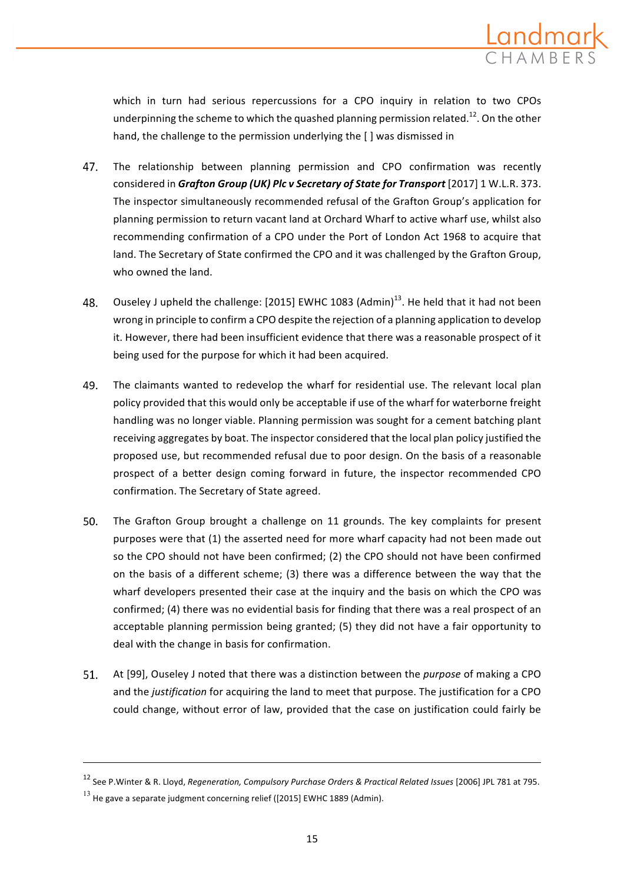which in turn had serious repercussions for a CPO inquiry in relation to two CPOs underpinning the scheme to which the quashed planning permission related.[12]. On the other hand, the challenge to the permission underlying the [ ] was dismissed in

47. The relationship between planning permission and CPO confirmation was recently considered in ***Grafton Group (UK) Plc v Secretary of State for Transport*** [2017] 1 W.L.R. 373. The inspector simultaneously recommended refusal of the Grafton Group's application for planning permission to return vacant land at Orchard Wharf to active wharf use, whilst also recommending confirmation of a CPO under the Port of London Act 1968 to acquire that land. The Secretary of State confirmed the CPO and it was challenged by the Grafton Group, who owned the land.

48. Ouseley J upheld the challenge: [2015] EWHC 1083 (Admin)[13]. He held that it had not been wrong in principle to confirm a CPO despite the rejection of a planning application to develop it. However, there had been insufficient evidence that there was a reasonable prospect of it being used for the purpose for which it had been acquired.

49. The claimants wanted to redevelop the wharf for residential use. The relevant local plan policy provided that this would only be acceptable if use of the wharf for waterborne freight handling was no longer viable. Planning permission was sought for a cement batching plant receiving aggregates by boat. The inspector considered that the local plan policy justified the proposed use, but recommended refusal due to poor design. On the basis of a reasonable prospect of a better design coming forward in future, the inspector recommended CPO confirmation. The Secretary of State agreed.

50. The Grafton Group brought a challenge on 11 grounds. The key complaints for present purposes were that (1) the asserted need for more wharf capacity had not been made out so the CPO should not have been confirmed; (2) the CPO should not have been confirmed on the basis of a different scheme; (3) there was a difference between the way that the wharf developers presented their case at the inquiry and the basis on which the CPO was confirmed; (4) there was no evidential basis for finding that there was a real prospect of an acceptable planning permission being granted; (5) they did not have a fair opportunity to deal with the change in basis for confirmation.

51. At [99], Ouseley J noted that there was a distinction between the *purpose* of making a CPO and the *justification* for acquiring the land to meet that purpose. The justification for a CPO could change, without error of law, provided that the case on justification could fairly be

---

[12] See P.Winter & R. Lloyd, *Regeneration, Compulsory Purchase Orders & Practical Related Issues* [2006] JPL 781 at 795.

[13] He gave a separate judgment concerning relief ([2015] EWHC 1889 (Admin).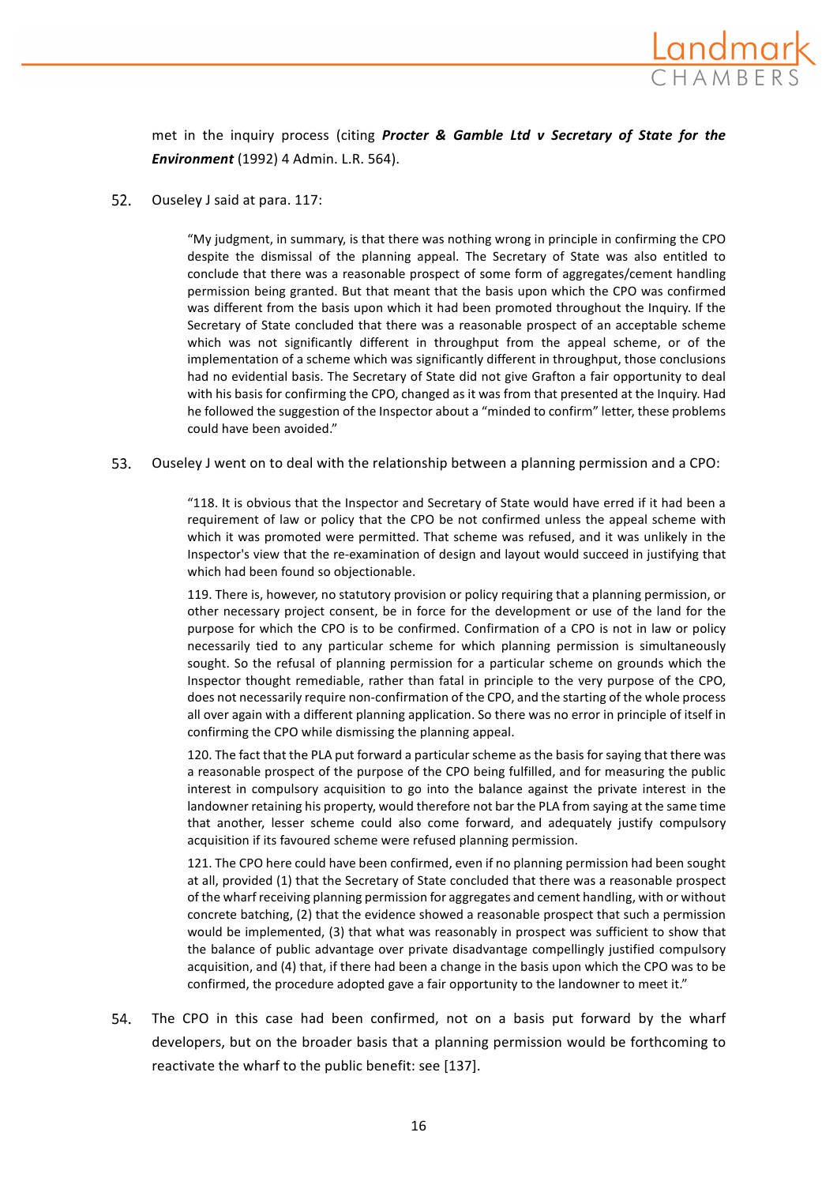met in the inquiry process (citing ***Procter & Gamble Ltd v Secretary of State for the Environment*** (1992) 4 Admin. L.R. 564).

52. Ouseley J said at para. 117:

> "My judgment, in summary, is that there was nothing wrong in principle in confirming the CPO despite the dismissal of the planning appeal. The Secretary of State was also entitled to conclude that there was a reasonable prospect of some form of aggregates/cement handling permission being granted. But that meant that the basis upon which the CPO was confirmed was different from the basis upon which it had been promoted throughout the Inquiry. If the Secretary of State concluded that there was a reasonable prospect of an acceptable scheme which was not significantly different in throughput from the appeal scheme, or of the implementation of a scheme which was significantly different in throughput, those conclusions had no evidential basis. The Secretary of State did not give Grafton a fair opportunity to deal with his basis for confirming the CPO, changed as it was from that presented at the Inquiry. Had he followed the suggestion of the Inspector about a "minded to confirm" letter, these problems could have been avoided."

53. Ouseley J went on to deal with the relationship between a planning permission and a CPO:

> "118. It is obvious that the Inspector and Secretary of State would have erred if it had been a requirement of law or policy that the CPO be not confirmed unless the appeal scheme with which it was promoted were permitted. That scheme was refused, and it was unlikely in the Inspector's view that the re-examination of design and layout would succeed in justifying that which had been found so objectionable.
>
> 119. There is, however, no statutory provision or policy requiring that a planning permission, or other necessary project consent, be in force for the development or use of the land for the purpose for which the CPO is to be confirmed. Confirmation of a CPO is not in law or policy necessarily tied to any particular scheme for which planning permission is simultaneously sought. So the refusal of planning permission for a particular scheme on grounds which the Inspector thought remediable, rather than fatal in principle to the very purpose of the CPO, does not necessarily require non-confirmation of the CPO, and the starting of the whole process all over again with a different planning application. So there was no error in principle of itself in confirming the CPO while dismissing the planning appeal.
>
> 120. The fact that the PLA put forward a particular scheme as the basis for saying that there was a reasonable prospect of the purpose of the CPO being fulfilled, and for measuring the public interest in compulsory acquisition to go into the balance against the private interest in the landowner retaining his property, would therefore not bar the PLA from saying at the same time that another, lesser scheme could also come forward, and adequately justify compulsory acquisition if its favoured scheme were refused planning permission.
>
> 121. The CPO here could have been confirmed, even if no planning permission had been sought at all, provided (1) that the Secretary of State concluded that there was a reasonable prospect of the wharf receiving planning permission for aggregates and cement handling, with or without concrete batching, (2) that the evidence showed a reasonable prospect that such a permission would be implemented, (3) that what was reasonably in prospect was sufficient to show that the balance of public advantage over private disadvantage compellingly justified compulsory acquisition, and (4) that, if there had been a change in the basis upon which the CPO was to be confirmed, the procedure adopted gave a fair opportunity to the landowner to meet it."

54. The CPO in this case had been confirmed, not on a basis put forward by the wharf developers, but on the broader basis that a planning permission would be forthcoming to reactivate the wharf to the public benefit: see [137].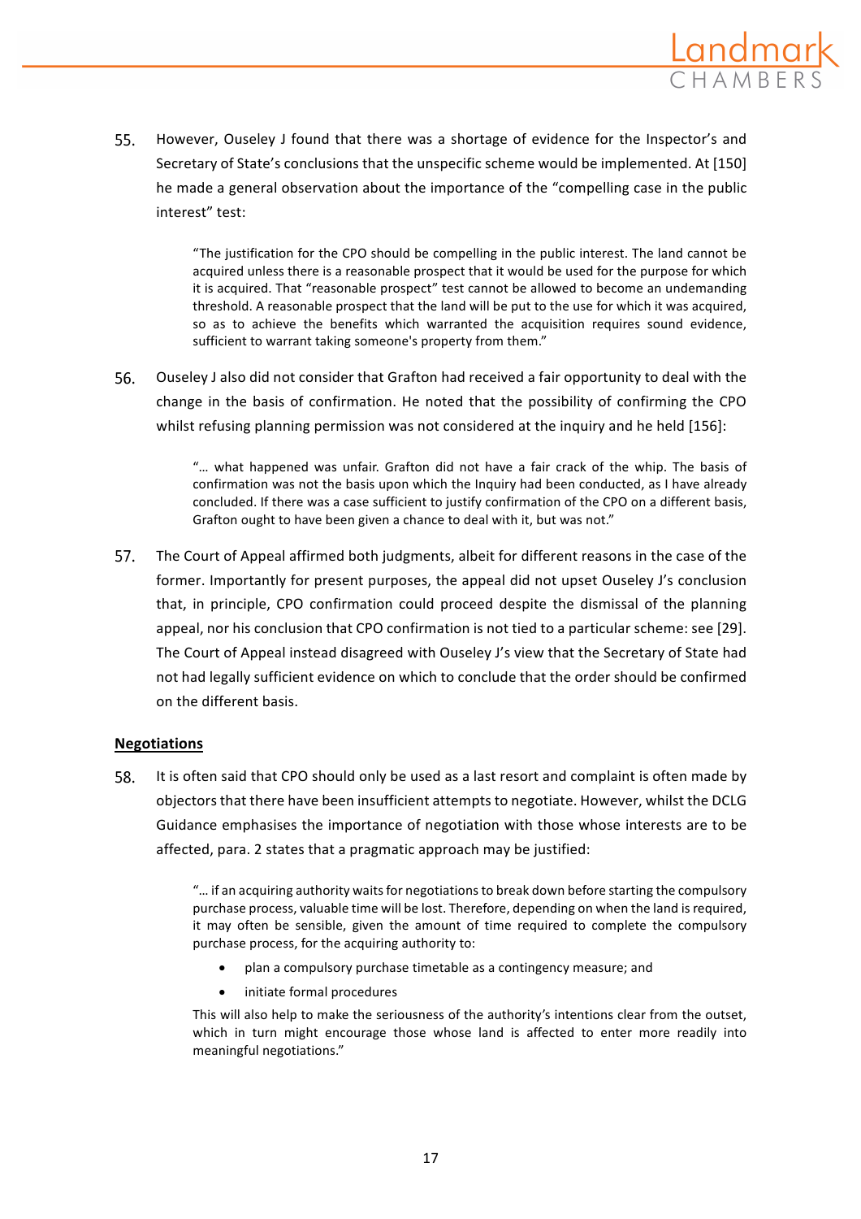55. However, Ouseley J found that there was a shortage of evidence for the Inspector's and Secretary of State's conclusions that the unspecific scheme would be implemented. At [150] he made a general observation about the importance of the "compelling case in the public interest" test:

> "The justification for the CPO should be compelling in the public interest. The land cannot be acquired unless there is a reasonable prospect that it would be used for the purpose for which it is acquired. That "reasonable prospect" test cannot be allowed to become an undemanding threshold. A reasonable prospect that the land will be put to the use for which it was acquired, so as to achieve the benefits which warranted the acquisition requires sound evidence, sufficient to warrant taking someone's property from them."

56. Ouseley J also did not consider that Grafton had received a fair opportunity to deal with the change in the basis of confirmation. He noted that the possibility of confirming the CPO whilst refusing planning permission was not considered at the inquiry and he held [156]:

> "… what happened was unfair. Grafton did not have a fair crack of the whip. The basis of confirmation was not the basis upon which the Inquiry had been conducted, as I have already concluded. If there was a case sufficient to justify confirmation of the CPO on a different basis, Grafton ought to have been given a chance to deal with it, but was not."

57. The Court of Appeal affirmed both judgments, albeit for different reasons in the case of the former. Importantly for present purposes, the appeal did not upset Ouseley J's conclusion that, in principle, CPO confirmation could proceed despite the dismissal of the planning appeal, nor his conclusion that CPO confirmation is not tied to a particular scheme: see [29]. The Court of Appeal instead disagreed with Ouseley J's view that the Secretary of State had not had legally sufficient evidence on which to conclude that the order should be confirmed on the different basis.

**Negotiations**

58. It is often said that CPO should only be used as a last resort and complaint is often made by objectors that there have been insufficient attempts to negotiate. However, whilst the DCLG Guidance emphasises the importance of negotiation with those whose interests are to be affected, para. 2 states that a pragmatic approach may be justified:

> "… if an acquiring authority waits for negotiations to break down before starting the compulsory purchase process, valuable time will be lost. Therefore, depending on when the land is required, it may often be sensible, given the amount of time required to complete the compulsory purchase process, for the acquiring authority to:
>
> - plan a compulsory purchase timetable as a contingency measure; and
> - initiate formal procedures
>
> This will also help to make the seriousness of the authority's intentions clear from the outset, which in turn might encourage those whose land is affected to enter more readily into meaningful negotiations."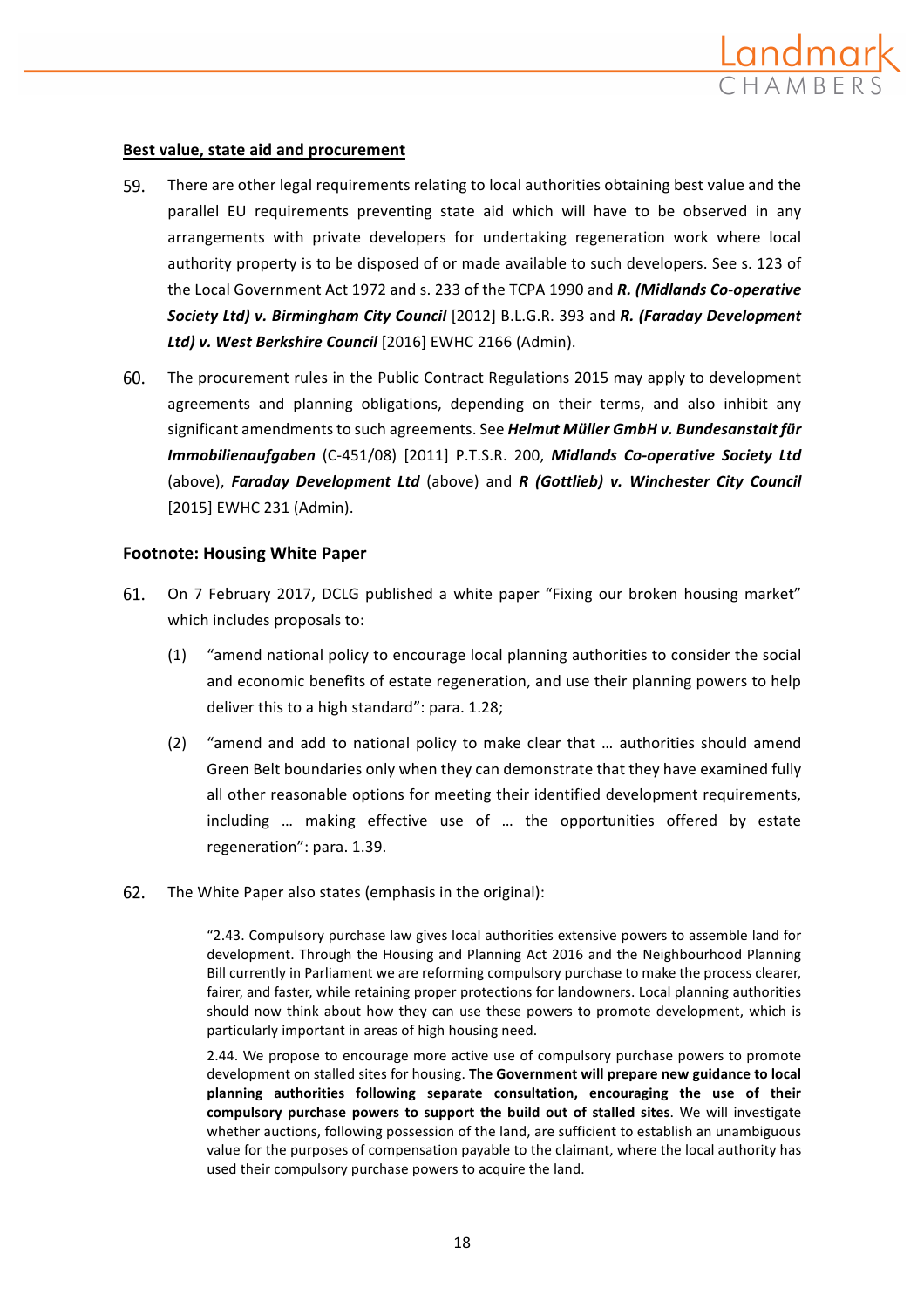### Best value, state aid and procurement

59. There are other legal requirements relating to local authorities obtaining best value and the parallel EU requirements preventing state aid which will have to be observed in any arrangements with private developers for undertaking regeneration work where local authority property is to be disposed of or made available to such developers. See s. 123 of the Local Government Act 1972 and s. 233 of the TCPA 1990 and ***R. (Midlands Co-operative Society Ltd) v. Birmingham City Council*** [2012] B.L.G.R. 393 and ***R. (Faraday Development Ltd) v. West Berkshire Council*** [2016] EWHC 2166 (Admin).

60. The procurement rules in the Public Contract Regulations 2015 may apply to development agreements and planning obligations, depending on their terms, and also inhibit any significant amendments to such agreements. See ***Helmut Müller GmbH v. Bundesanstalt für Immobilienaufgaben*** (C-451/08) [2011] P.T.S.R. 200, ***Midlands Co-operative Society Ltd*** (above), ***Faraday Development Ltd*** (above) and ***R (Gottlieb) v. Winchester City Council*** [2015] EWHC 231 (Admin).

## Footnote: Housing White Paper

61. On 7 February 2017, DCLG published a white paper "Fixing our broken housing market" which includes proposals to:

    (1) "amend national policy to encourage local planning authorities to consider the social and economic benefits of estate regeneration, and use their planning powers to help deliver this to a high standard": para. 1.28;

    (2) "amend and add to national policy to make clear that … authorities should amend Green Belt boundaries only when they can demonstrate that they have examined fully all other reasonable options for meeting their identified development requirements, including … making effective use of … the opportunities offered by estate regeneration": para. 1.39.

62. The White Paper also states (emphasis in the original):

> "2.43. Compulsory purchase law gives local authorities extensive powers to assemble land for development. Through the Housing and Planning Act 2016 and the Neighbourhood Planning Bill currently in Parliament we are reforming compulsory purchase to make the process clearer, fairer, and faster, while retaining proper protections for landowners. Local planning authorities should now think about how they can use these powers to promote development, which is particularly important in areas of high housing need.
>
> 2.44. We propose to encourage more active use of compulsory purchase powers to promote development on stalled sites for housing. **The Government will prepare new guidance to local planning authorities following separate consultation, encouraging the use of their compulsory purchase powers to support the build out of stalled sites**. We will investigate whether auctions, following possession of the land, are sufficient to establish an unambiguous value for the purposes of compensation payable to the claimant, where the local authority has used their compulsory purchase powers to acquire the land.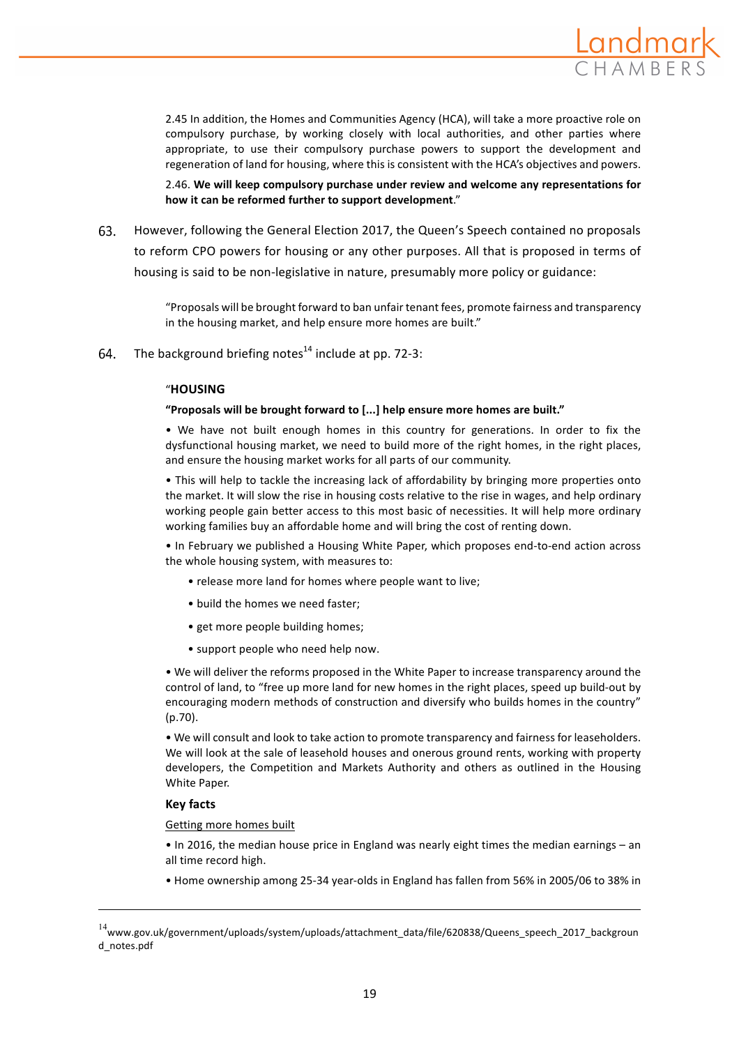2.45 In addition, the Homes and Communities Agency (HCA), will take a more proactive role on compulsory purchase, by working closely with local authorities, and other parties where appropriate, to use their compulsory purchase powers to support the development and regeneration of land for housing, where this is consistent with the HCA's objectives and powers.

2.46. **We will keep compulsory purchase under review and welcome any representations for how it can be reformed further to support development**."

63. However, following the General Election 2017, the Queen's Speech contained no proposals to reform CPO powers for housing or any other purposes. All that is proposed in terms of housing is said to be non-legislative in nature, presumably more policy or guidance:

> "Proposals will be brought forward to ban unfair tenant fees, promote fairness and transparency in the housing market, and help ensure more homes are built."

64. The background briefing notes[14] include at pp. 72-3:

"**HOUSING**

**"Proposals will be brought forward to [...] help ensure more homes are built."**

• We have not built enough homes in this country for generations. In order to fix the dysfunctional housing market, we need to build more of the right homes, in the right places, and ensure the housing market works for all parts of our community.

• This will help to tackle the increasing lack of affordability by bringing more properties onto the market. It will slow the rise in housing costs relative to the rise in wages, and help ordinary working people gain better access to this most basic of necessities. It will help more ordinary working families buy an affordable home and will bring the cost of renting down.

• In February we published a Housing White Paper, which proposes end-to-end action across the whole housing system, with measures to:

- release more land for homes where people want to live;
- build the homes we need faster;
- get more people building homes;
- support people who need help now.

• We will deliver the reforms proposed in the White Paper to increase transparency around the control of land, to "free up more land for new homes in the right places, speed up build-out by encouraging modern methods of construction and diversify who builds homes in the country" (p.70).

• We will consult and look to take action to promote transparency and fairness for leaseholders. We will look at the sale of leasehold houses and onerous ground rents, working with property developers, the Competition and Markets Authority and others as outlined in the Housing White Paper.

**Key facts**

Getting more homes built

• In 2016, the median house price in England was nearly eight times the median earnings – an all time record high.

• Home ownership among 25-34 year-olds in England has fallen from 56% in 2005/06 to 38% in

---

[14] www.gov.uk/government/uploads/system/uploads/attachment_data/file/620838/Queens_speech_2017_background_notes.pdf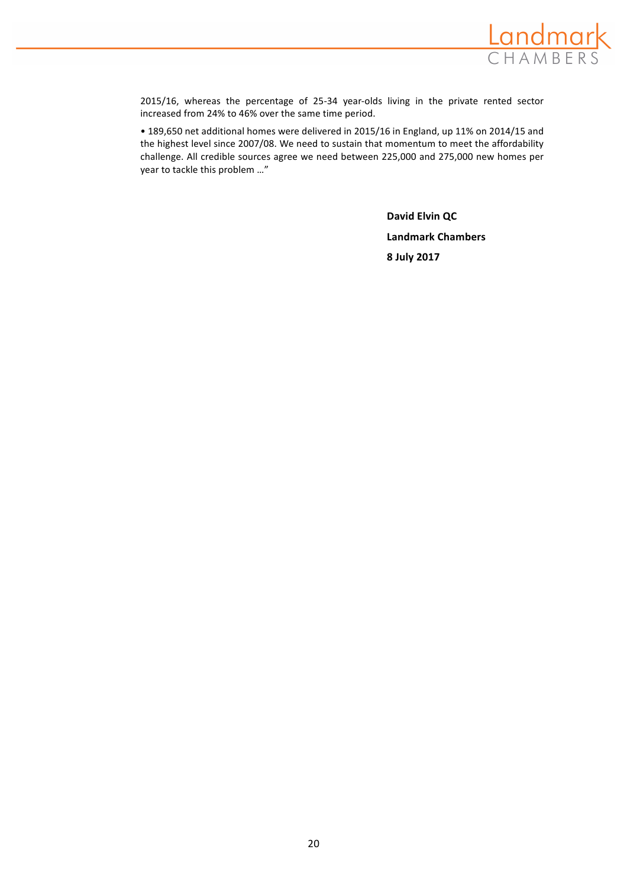2015/16, whereas the percentage of 25-34 year-olds living in the private rented sector increased from 24% to 46% over the same time period.

• 189,650 net additional homes were delivered in 2015/16 in England, up 11% on 2014/15 and the highest level since 2007/08. We need to sustain that momentum to meet the affordability challenge. All credible sources agree we need between 225,000 and 275,000 new homes per year to tackle this problem …"

**David Elvin QC**

**Landmark Chambers**

**8 July 2017**